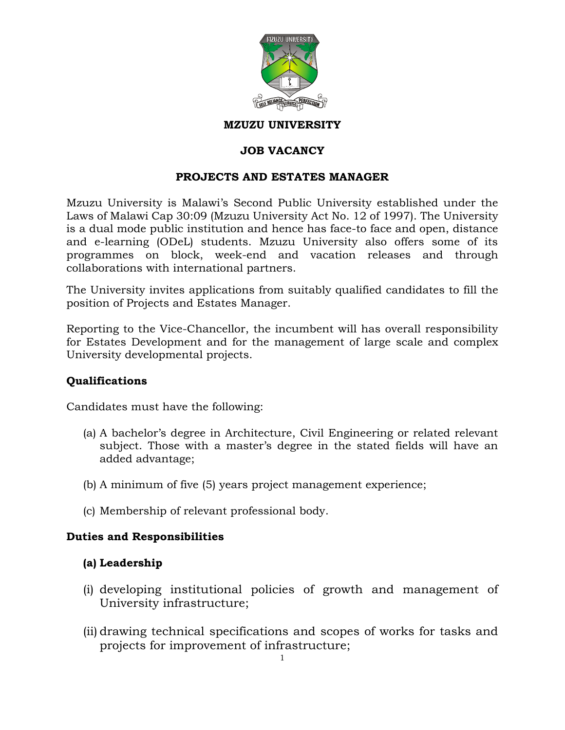# MZUZU UNIVERSITY

## JOB VACANCY

## PROJECTS AND ESTATES MANAGER

Mzuzu University is Malawi's Second Public University established under the Laws of Malawi Cap 30:09 (Mzuzu University Act No. 12 of 1997). The University is a dual mode public institution and hence has face-to face and open, distance and e-learning (ODeL) students. Mzuzu University also offers some of its programmes on block, week-end and vacation releases and through collaborations with international partners.

The University invites applications from suitably qualified candidates to fill the position of Projects and Estates Manager.

Reporting to the Vice-Chancellor, the incumbent will has overall responsibility for Estates Development and for the management of large scale and complex University developmental projects.

### Qualifications

Candidates must have the following:

(a) A bachelor's degree in Architecture, Civil Engineering or related relevant subject. Those with a master's degree in the stated fields will have an added advantage;

(b) A minimum of five (5) years project management experience;

(c) Membership of relevant professional body.

### Duties and Responsibilities

#### (a) Leadership

(i) developing institutional policies of growth and management of University infrastructure;

(ii) drawing technical specifications and scopes of works for tasks and projects for improvement of infrastructure;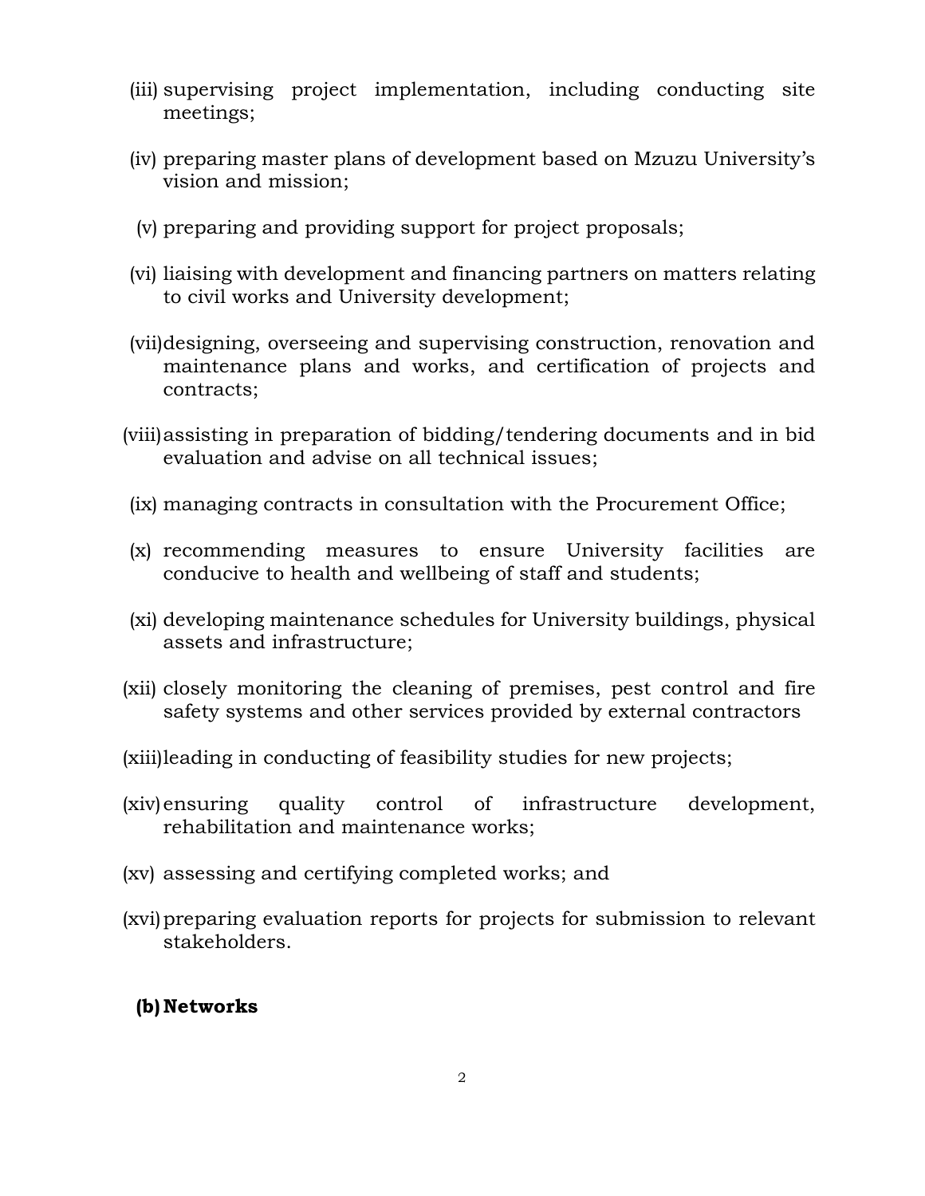(iii) supervising project implementation, including conducting site meetings;

(iv) preparing master plans of development based on Mzuzu University's vision and mission;

(v) preparing and providing support for project proposals;

(vi) liaising with development and financing partners on matters relating to civil works and University development;

(vii) designing, overseeing and supervising construction, renovation and maintenance plans and works, and certification of projects and contracts;

(viii) assisting in preparation of bidding/tendering documents and in bid evaluation and advise on all technical issues;

(ix) managing contracts in consultation with the Procurement Office;

(x) recommending measures to ensure University facilities are conducive to health and wellbeing of staff and students;

(xi) developing maintenance schedules for University buildings, physical assets and infrastructure;

(xii) closely monitoring the cleaning of premises, pest control and fire safety systems and other services provided by external contractors

(xiii) leading in conducting of feasibility studies for new projects;

(xiv) ensuring quality control of infrastructure development, rehabilitation and maintenance works;

(xv) assessing and certifying completed works; and

(xvi) preparing evaluation reports for projects for submission to relevant stakeholders.

**(b) Networks**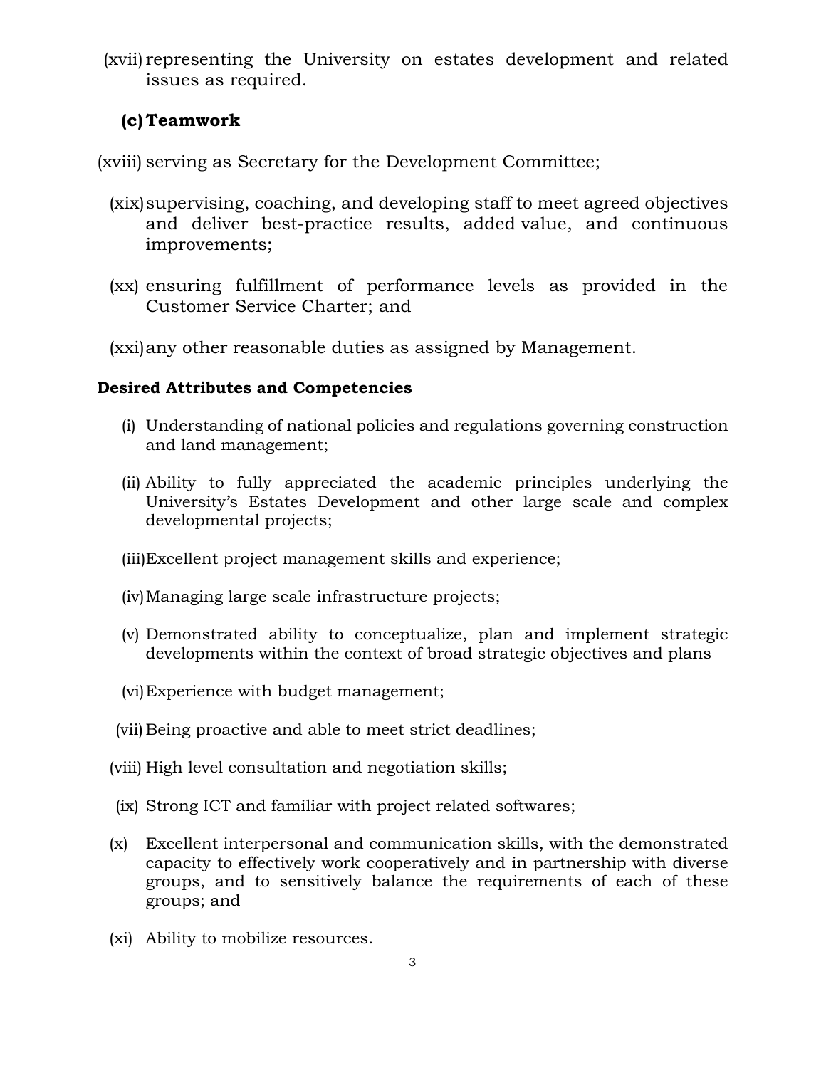(xvii) representing the University on estates development and related issues as required.

**(c) Teamwork**

(xviii) serving as Secretary for the Development Committee;

(xix) supervising, coaching, and developing staff to meet agreed objectives and deliver best-practice results, added value, and continuous improvements;

(xx) ensuring fulfillment of performance levels as provided in the Customer Service Charter; and

(xxi) any other reasonable duties as assigned by Management.

**Desired Attributes and Competencies**

(i) Understanding of national policies and regulations governing construction and land management;

(ii) Ability to fully appreciated the academic principles underlying the University's Estates Development and other large scale and complex developmental projects;

(iii) Excellent project management skills and experience;

(iv) Managing large scale infrastructure projects;

(v) Demonstrated ability to conceptualize, plan and implement strategic developments within the context of broad strategic objectives and plans

(vi) Experience with budget management;

(vii) Being proactive and able to meet strict deadlines;

(viii) High level consultation and negotiation skills;

(ix) Strong ICT and familiar with project related softwares;

(x) Excellent interpersonal and communication skills, with the demonstrated capacity to effectively work cooperatively and in partnership with diverse groups, and to sensitively balance the requirements of each of these groups; and

(xi) Ability to mobilize resources.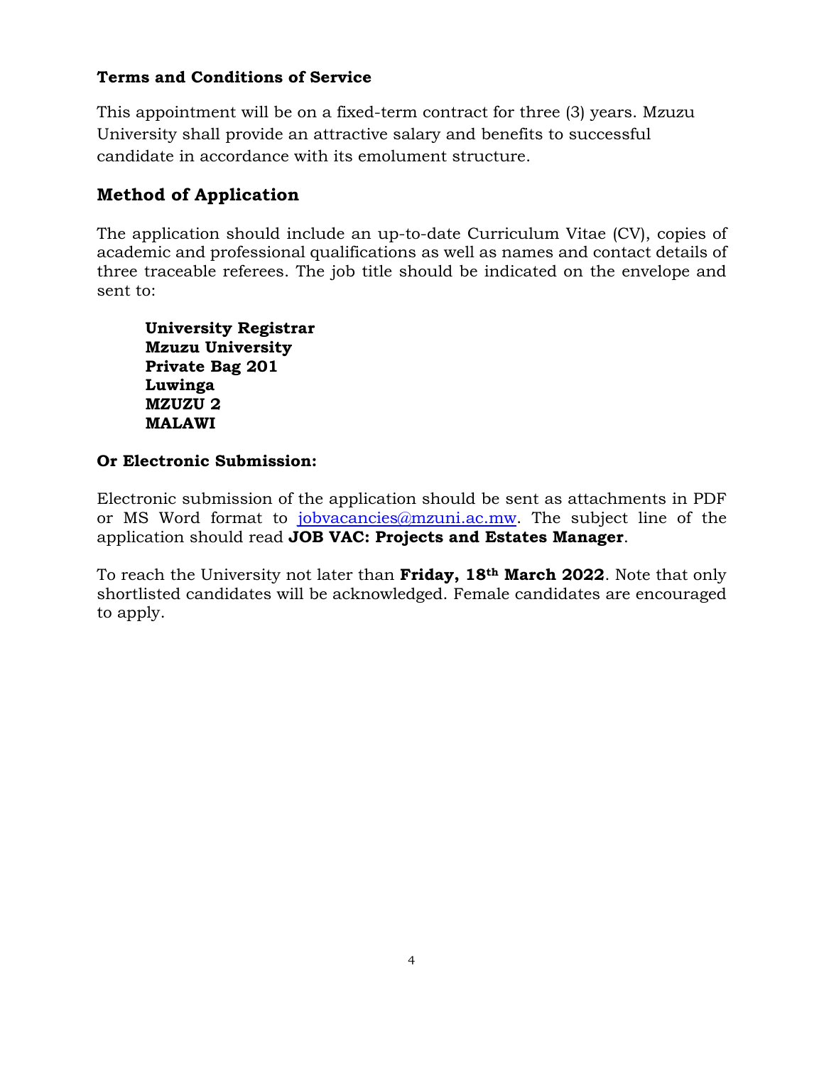**Terms and Conditions of Service**

This appointment will be on a fixed-term contract for three (3) years. Mzuzu University shall provide an attractive salary and benefits to successful candidate in accordance with its emolument structure.

## Method of Application

The application should include an up-to-date Curriculum Vitae (CV), copies of academic and professional qualifications as well as names and contact details of three traceable referees. The job title should be indicated on the envelope and sent to:

**University Registrar**
**Mzuzu University**
**Private Bag 201**
**Luwinga**
**MZUZU 2**
**MALAWI**

**Or Electronic Submission:**

Electronic submission of the application should be sent as attachments in PDF or MS Word format to jobvacancies@mzuni.ac.mw. The subject line of the application should read **JOB VAC: Projects and Estates Manager**.

To reach the University not later than **Friday, 18th March 2022**. Note that only shortlisted candidates will be acknowledged. Female candidates are encouraged to apply.